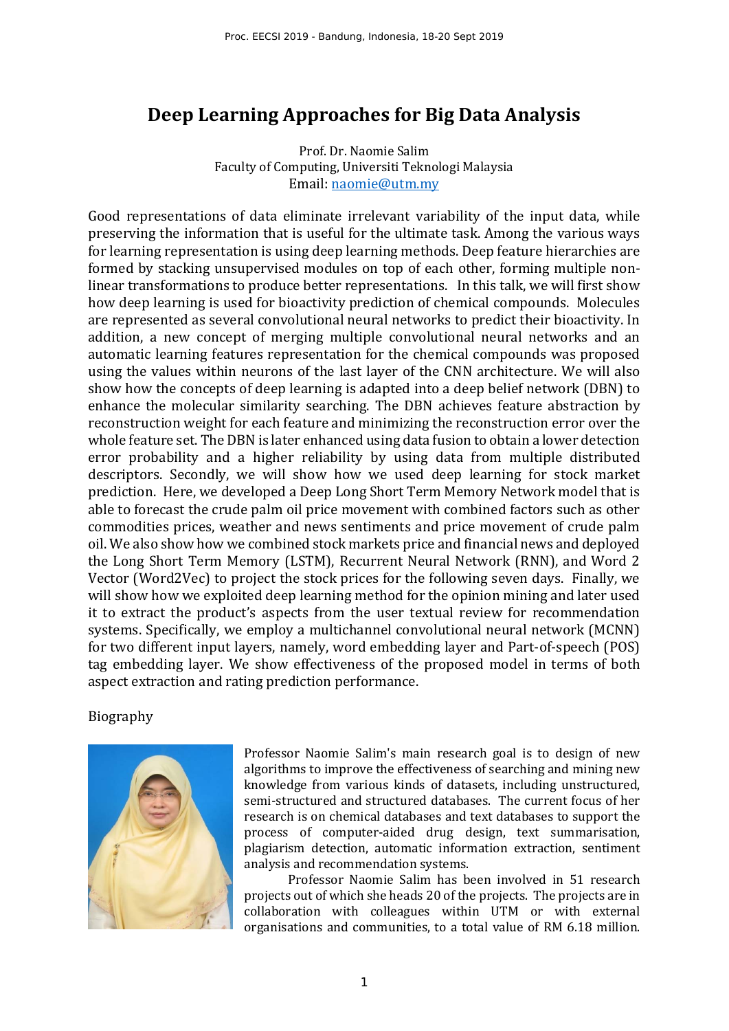# Deep Learning Approaches for Big Data Analysis

Prof. Dr. Naomie Salim
Faculty of Computing, Universiti Teknologi Malaysia
Email: [naomie@utm.my](mailto:naomie@utm.my)

Good representations of data eliminate irrelevant variability of the input data, while preserving the information that is useful for the ultimate task. Among the various ways for learning representation is using deep learning methods. Deep feature hierarchies are formed by stacking unsupervised modules on top of each other, forming multiple non-linear transformations to produce better representations. In this talk, we will first show how deep learning is used for bioactivity prediction of chemical compounds. Molecules are represented as several convolutional neural networks to predict their bioactivity. In addition, a new concept of merging multiple convolutional neural networks and an automatic learning features representation for the chemical compounds was proposed using the values within neurons of the last layer of the CNN architecture. We will also show how the concepts of deep learning is adapted into a deep belief network (DBN) to enhance the molecular similarity searching. The DBN achieves feature abstraction by reconstruction weight for each feature and minimizing the reconstruction error over the whole feature set. The DBN is later enhanced using data fusion to obtain a lower detection error probability and a higher reliability by using data from multiple distributed descriptors. Secondly, we will show how we used deep learning for stock market prediction. Here, we developed a Deep Long Short Term Memory Network model that is able to forecast the crude palm oil price movement with combined factors such as other commodities prices, weather and news sentiments and price movement of crude palm oil. We also show how we combined stock markets price and financial news and deployed the Long Short Term Memory (LSTM), Recurrent Neural Network (RNN), and Word 2 Vector (Word2Vec) to project the stock prices for the following seven days. Finally, we will show how we exploited deep learning method for the opinion mining and later used it to extract the product's aspects from the user textual review for recommendation systems. Specifically, we employ a multichannel convolutional neural network (MCNN) for two different input layers, namely, word embedding layer and Part-of-speech (POS) tag embedding layer. We show effectiveness of the proposed model in terms of both aspect extraction and rating prediction performance.

Biography

Professor Naomie Salim's main research goal is to design of new algorithms to improve the effectiveness of searching and mining new knowledge from various kinds of datasets, including unstructured, semi-structured and structured databases. The current focus of her research is on chemical databases and text databases to support the process of computer-aided drug design, text summarisation, plagiarism detection, automatic information extraction, sentiment analysis and recommendation systems.

Professor Naomie Salim has been involved in 51 research projects out of which she heads 20 of the projects. The projects are in collaboration with colleagues within UTM or with external organisations and communities, to a total value of RM 6.18 million.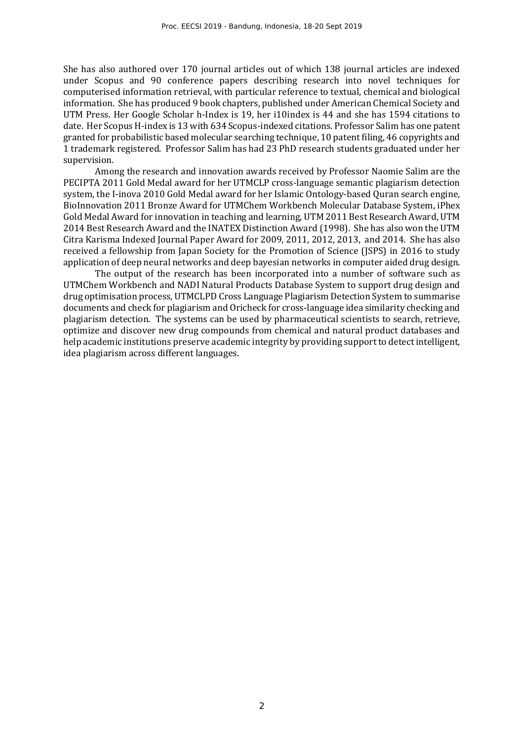She has also authored over 170 journal articles out of which 138 journal articles are indexed under Scopus and 90 conference papers describing research into novel techniques for computerised information retrieval, with particular reference to textual, chemical and biological information. She has produced 9 book chapters, published under American Chemical Society and UTM Press. Her Google Scholar h-Index is 19, her i10index is 44 and she has 1594 citations to date. Her Scopus H-index is 13 with 634 Scopus-indexed citations. Professor Salim has one patent granted for probabilistic based molecular searching technique, 10 patent filing, 46 copyrights and 1 trademark registered. Professor Salim has had 23 PhD research students graduated under her supervision.

Among the research and innovation awards received by Professor Naomie Salim are the PECIPTA 2011 Gold Medal award for her UTMCLP cross-language semantic plagiarism detection system, the I-inova 2010 Gold Medal award for her Islamic Ontology-based Quran search engine, BioInnovation 2011 Bronze Award for UTMChem Workbench Molecular Database System, iPhex Gold Medal Award for innovation in teaching and learning, UTM 2011 Best Research Award, UTM 2014 Best Research Award and the INATEX Distinction Award (1998). She has also won the UTM Citra Karisma Indexed Journal Paper Award for 2009, 2011, 2012, 2013, and 2014. She has also received a fellowship from Japan Society for the Promotion of Science (JSPS) in 2016 to study application of deep neural networks and deep bayesian networks in computer aided drug design.

The output of the research has been incorporated into a number of software such as UTMChem Workbench and NADI Natural Products Database System to support drug design and drug optimisation process, UTMCLPD Cross Language Plagiarism Detection System to summarise documents and check for plagiarism and Oricheck for cross-language idea similarity checking and plagiarism detection. The systems can be used by pharmaceutical scientists to search, retrieve, optimize and discover new drug compounds from chemical and natural product databases and help academic institutions preserve academic integrity by providing support to detect intelligent, idea plagiarism across different languages.